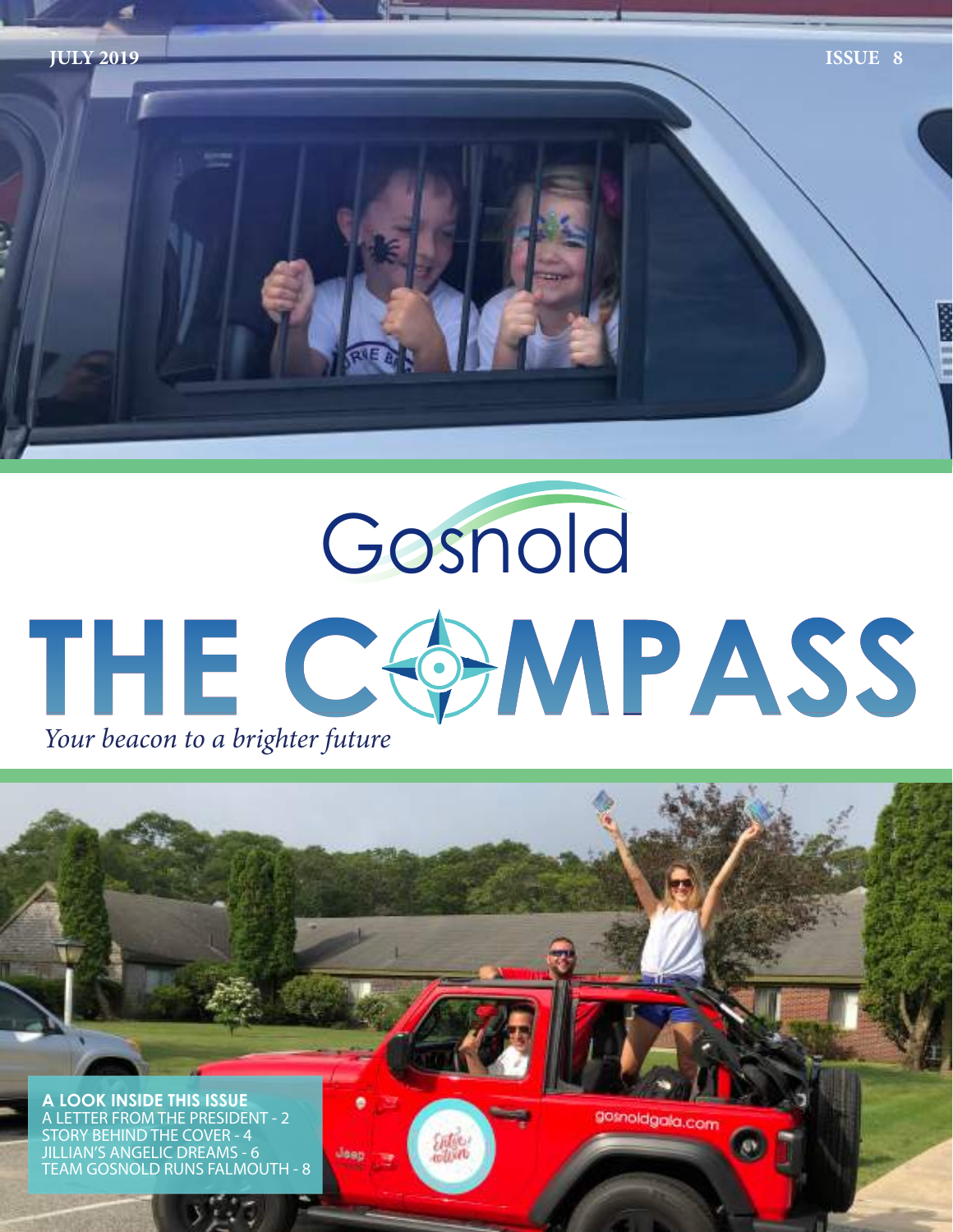JULY 2019

ISSUE 8

# Gosnold

# THE COMPASS

*Your beacon to a brighter future*

**A LOOK INSIDE THIS ISSUE**

A LETTER FROM THE PRESIDENT - 2

STORY BEHIND THE COVER - 4

JILLIAN'S ANGELIC DREAMS - 6

TEAM GOSNOLD RUNS FALMOUTH - 8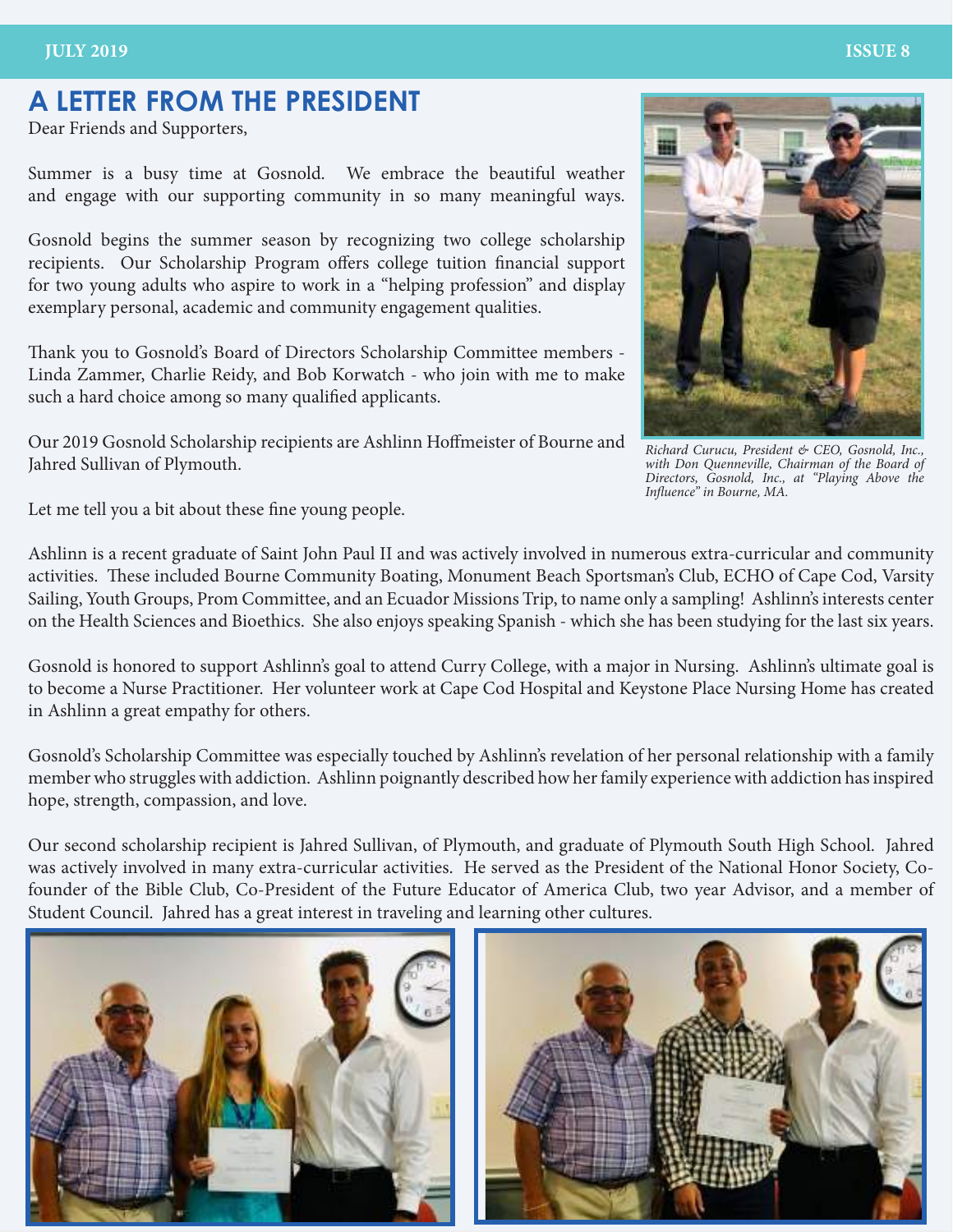# A LETTER FROM THE PRESIDENT

Dear Friends and Supporters,

Summer is a busy time at Gosnold. We embrace the beautiful weather and engage with our supporting community in so many meaningful ways.

Gosnold begins the summer season by recognizing two college scholarship recipients. Our Scholarship Program offers college tuition financial support for two young adults who aspire to work in a "helping profession" and display exemplary personal, academic and community engagement qualities.

Thank you to Gosnold's Board of Directors Scholarship Committee members - Linda Zammer, Charlie Reidy, and Bob Korwatch - who join with me to make such a hard choice among so many qualified applicants.

Our 2019 Gosnold Scholarship recipients are Ashlinn Hoffmeister of Bourne and Jahred Sullivan of Plymouth.

*Richard Curucu, President & CEO, Gosnold, Inc., with Don Quenneville, Chairman of the Board of Directors, Gosnold, Inc., at "Playing Above the Influence" in Bourne, MA.*

Let me tell you a bit about these fine young people.

Ashlinn is a recent graduate of Saint John Paul II and was actively involved in numerous extra-curricular and community activities. These included Bourne Community Boating, Monument Beach Sportsman's Club, ECHO of Cape Cod, Varsity Sailing, Youth Groups, Prom Committee, and an Ecuador Missions Trip, to name only a sampling! Ashlinn's interests center on the Health Sciences and Bioethics. She also enjoys speaking Spanish - which she has been studying for the last six years.

Gosnold is honored to support Ashlinn's goal to attend Curry College, with a major in Nursing. Ashlinn's ultimate goal is to become a Nurse Practitioner. Her volunteer work at Cape Cod Hospital and Keystone Place Nursing Home has created in Ashlinn a great empathy for others.

Gosnold's Scholarship Committee was especially touched by Ashlinn's revelation of her personal relationship with a family member who struggles with addiction. Ashlinn poignantly described how her family experience with addiction has inspired hope, strength, compassion, and love.

Our second scholarship recipient is Jahred Sullivan, of Plymouth, and graduate of Plymouth South High School. Jahred was actively involved in many extra-curricular activities. He served as the President of the National Honor Society, Co-founder of the Bible Club, Co-President of the Future Educator of America Club, two year Advisor, and a member of Student Council. Jahred has a great interest in traveling and learning other cultures.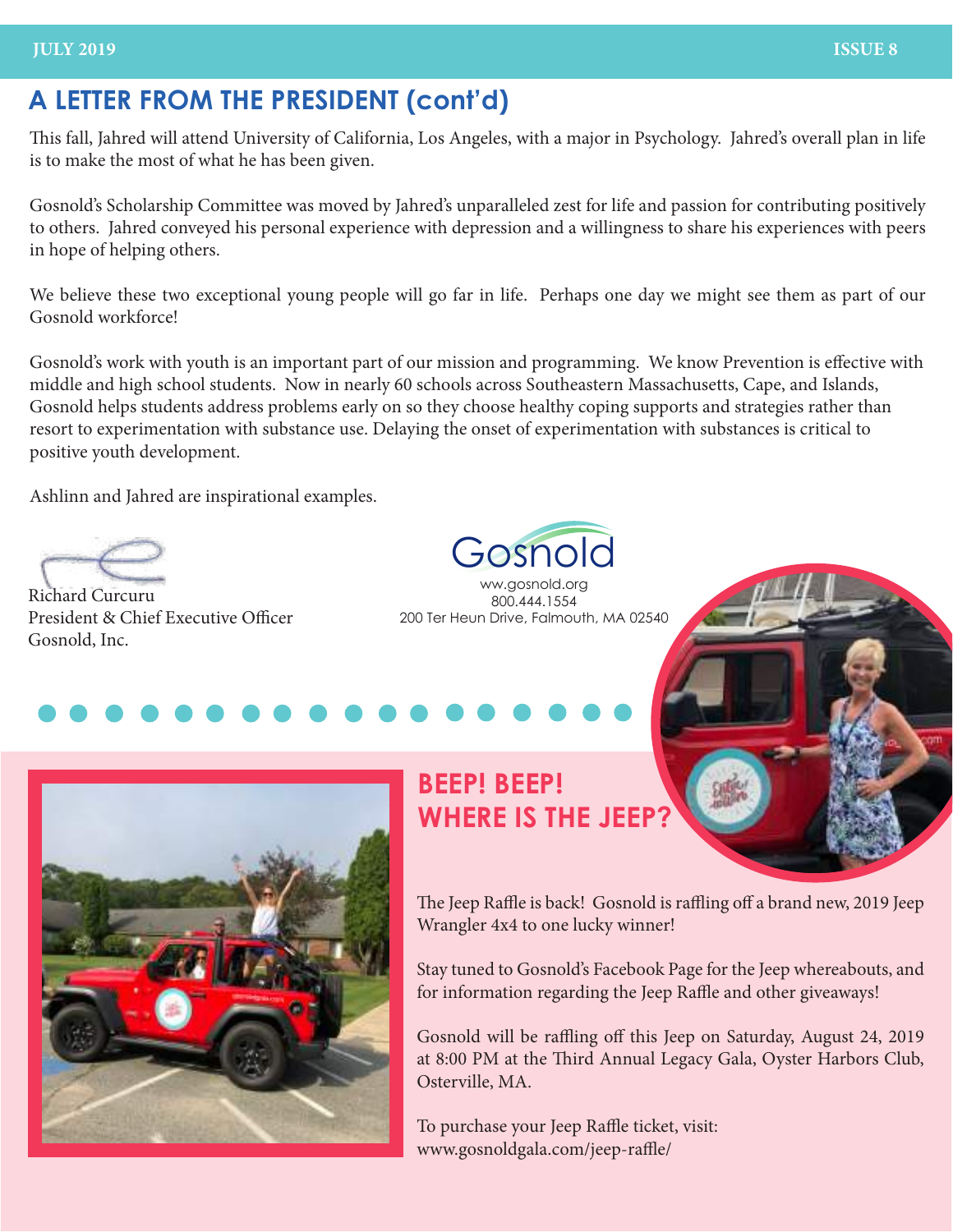## A LETTER FROM THE PRESIDENT (cont'd)

This fall, Jahred will attend University of California, Los Angeles, with a major in Psychology. Jahred's overall plan in life is to make the most of what he has been given.

Gosnold's Scholarship Committee was moved by Jahred's unparalleled zest for life and passion for contributing positively to others. Jahred conveyed his personal experience with depression and a willingness to share his experiences with peers in hope of helping others.

We believe these two exceptional young people will go far in life. Perhaps one day we might see them as part of our Gosnold workforce!

Gosnold's work with youth is an important part of our mission and programming. We know Prevention is effective with middle and high school students. Now in nearly 60 schools across Southeastern Massachusetts, Cape, and Islands, Gosnold helps students address problems early on so they choose healthy coping supports and strategies rather than resort to experimentation with substance use. Delaying the onset of experimentation with substances is critical to positive youth development.

Ashlinn and Jahred are inspirational examples.

Richard Curcuru
President & Chief Executive Officer
Gosnold, Inc.

Gosnold
ww.gosnold.org
800.444.1554
200 Ter Heun Drive, Falmouth, MA 02540

## BEEP! BEEP! WHERE IS THE JEEP?

The Jeep Raffle is back! Gosnold is raffling off a brand new, 2019 Jeep Wrangler 4x4 to one lucky winner!

Stay tuned to Gosnold's Facebook Page for the Jeep whereabouts, and for information regarding the Jeep Raffle and other giveaways!

Gosnold will be raffling off this Jeep on Saturday, August 24, 2019 at 8:00 PM at the Third Annual Legacy Gala, Oyster Harbors Club, Osterville, MA.

To purchase your Jeep Raffle ticket, visit:
www.gosnoldgala.com/jeep-raffle/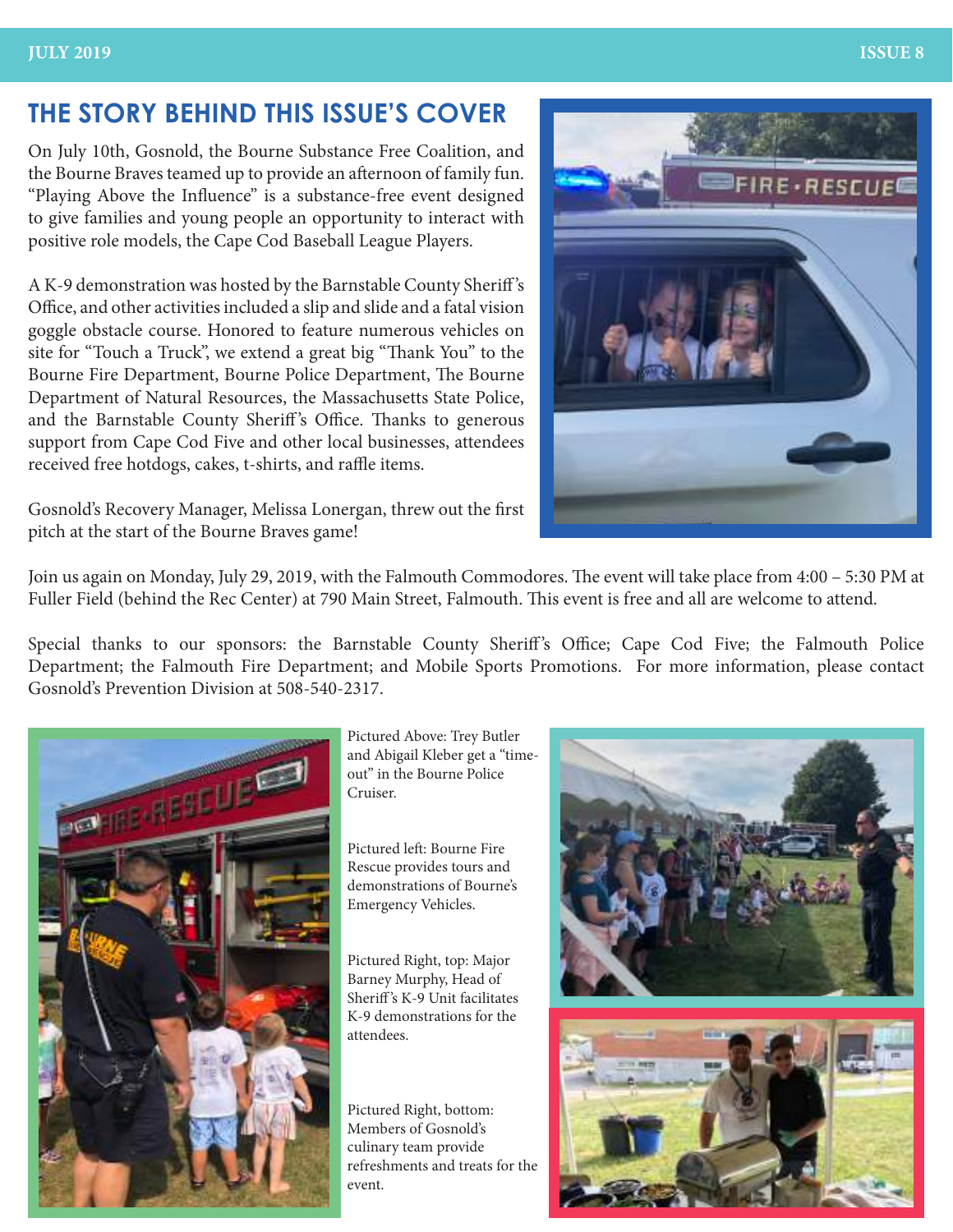## THE STORY BEHIND THIS ISSUE'S COVER

On July 10th, Gosnold, the Bourne Substance Free Coalition, and the Bourne Braves teamed up to provide an afternoon of family fun. "Playing Above the Influence" is a substance-free event designed to give families and young people an opportunity to interact with positive role models, the Cape Cod Baseball League Players.

A K-9 demonstration was hosted by the Barnstable County Sheriff's Office, and other activities included a slip and slide and a fatal vision goggle obstacle course. Honored to feature numerous vehicles on site for "Touch a Truck", we extend a great big "Thank You" to the Bourne Fire Department, Bourne Police Department, The Bourne Department of Natural Resources, the Massachusetts State Police, and the Barnstable County Sheriff's Office. Thanks to generous support from Cape Cod Five and other local businesses, attendees received free hotdogs, cakes, t-shirts, and raffle items.

Gosnold's Recovery Manager, Melissa Lonergan, threw out the first pitch at the start of the Bourne Braves game!

Join us again on Monday, July 29, 2019, with the Falmouth Commodores. The event will take place from 4:00 – 5:30 PM at Fuller Field (behind the Rec Center) at 790 Main Street, Falmouth. This event is free and all are welcome to attend.

Special thanks to our sponsors: the Barnstable County Sheriff's Office; Cape Cod Five; the Falmouth Police Department; the Falmouth Fire Department; and Mobile Sports Promotions. For more information, please contact Gosnold's Prevention Division at 508-540-2317.

Pictured Above: Trey Butler and Abigail Kleber get a "time-out" in the Bourne Police Cruiser.

Pictured left: Bourne Fire Rescue provides tours and demonstrations of Bourne's Emergency Vehicles.

Pictured Right, top: Major Barney Murphy, Head of Sheriff's K-9 Unit facilitates K-9 demonstrations for the attendees.

Pictured Right, bottom: Members of Gosnold's culinary team provide refreshments and treats for the event.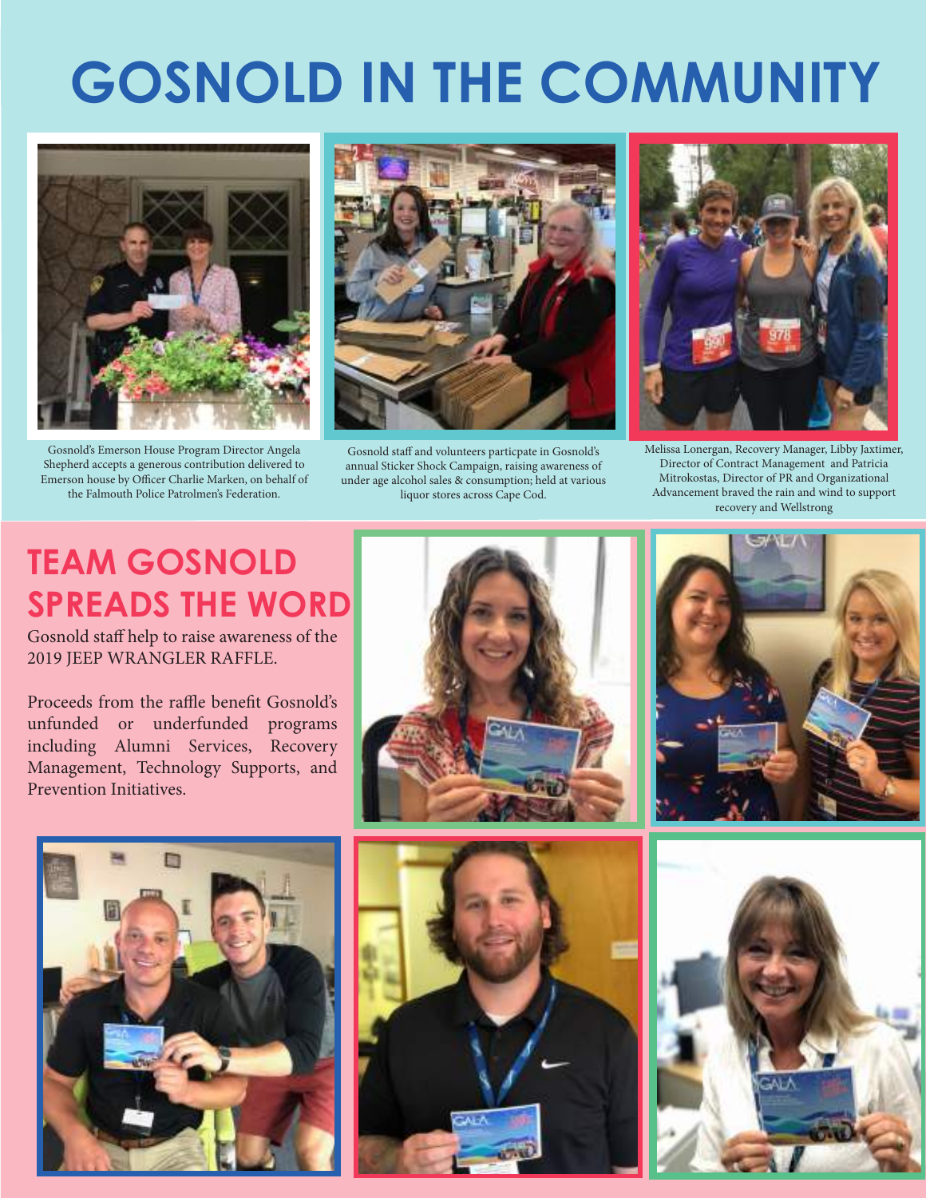# GOSNOLD IN THE COMMUNITY

Gosnold's Emerson House Program Director Angela Shepherd accepts a generous contribution delivered to Emerson house by Officer Charlie Marken, on behalf of the Falmouth Police Patrolmen's Federation.

Gosnold staff and volunteers particpate in Gosnold's annual Sticker Shock Campaign, raising awareness of under age alcohol sales & consumption; held at various liquor stores across Cape Cod.

Melissa Lonergan, Recovery Manager, Libby Jaxtimer, Director of Contract Management and Patricia Mitrokostas, Director of PR and Organizational Advancement braved the rain and wind to support recovery and Wellstrong

## TEAM GOSNOLD SPREADS THE WORD

Gosnold staff help to raise awareness of the 2019 JEEP WRANGLER RAFFLE.

Proceeds from the raffle benefit Gosnold's unfunded or underfunded programs including Alumni Services, Recovery Management, Technology Supports, and Prevention Initiatives.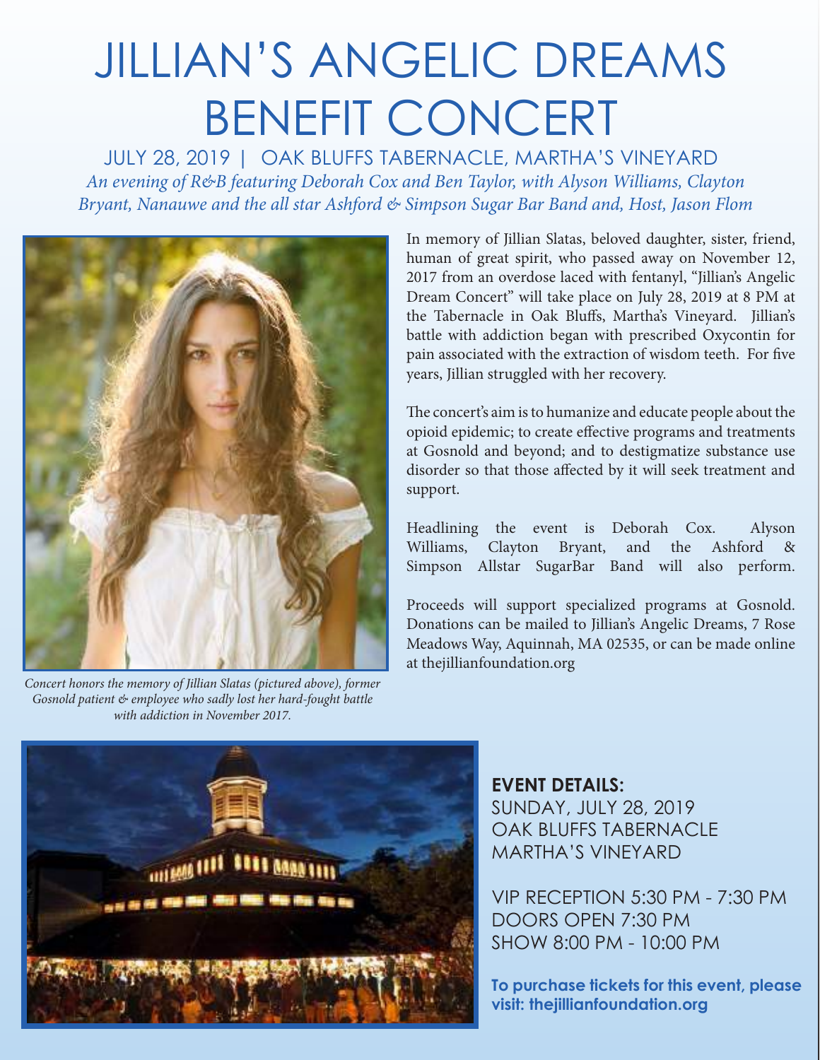# JILLIAN'S ANGELIC DREAMS BENEFIT CONCERT

JULY 28, 2019 | OAK BLUFFS TABERNACLE, MARTHA'S VINEYARD

*An evening of R&B featuring Deborah Cox and Ben Taylor, with Alyson Williams, Clayton Bryant, Nanauwe and the all star Ashford & Simpson Sugar Bar Band and, Host, Jason Flom*

*Concert honors the memory of Jillian Slatas (pictured above), former Gosnold patient & employee who sadly lost her hard-fought battle with addiction in November 2017.*

In memory of Jillian Slatas, beloved daughter, sister, friend, human of great spirit, who passed away on November 12, 2017 from an overdose laced with fentanyl, "Jillian's Angelic Dream Concert" will take place on July 28, 2019 at 8 PM at the Tabernacle in Oak Bluffs, Martha's Vineyard. Jillian's battle with addiction began with prescribed Oxycontin for pain associated with the extraction of wisdom teeth. For five years, Jillian struggled with her recovery.

The concert's aim is to humanize and educate people about the opioid epidemic; to create effective programs and treatments at Gosnold and beyond; and to destigmatize substance use disorder so that those affected by it will seek treatment and support.

Headlining the event is Deborah Cox. Alyson Williams, Clayton Bryant, and the Ashford & Simpson Allstar SugarBar Band will also perform.

Proceeds will support specialized programs at Gosnold. Donations can be mailed to Jillian's Angelic Dreams, 7 Rose Meadows Way, Aquinnah, MA 02535, or can be made online at thejillianfoundation.org

**EVENT DETAILS:**

SUNDAY, JULY 28, 2019
OAK BLUFFS TABERNACLE
MARTHA'S VINEYARD

VIP RECEPTION 5:30 PM - 7:30 PM
DOORS OPEN 7:30 PM
SHOW 8:00 PM - 10:00 PM

**To purchase tickets for this event, please visit: thejillianfoundation.org**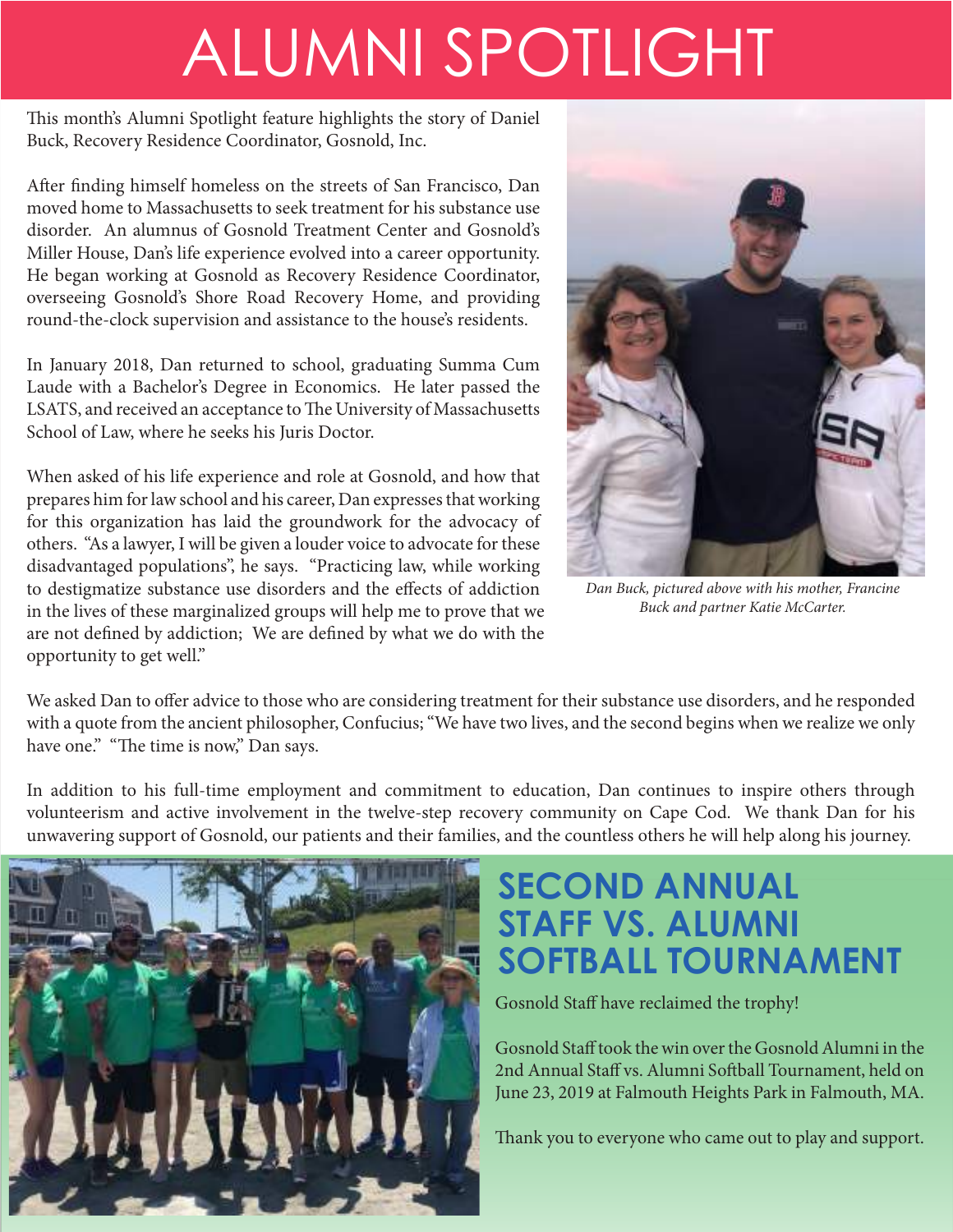# ALUMNI SPOTLIGHT

This month's Alumni Spotlight feature highlights the story of Daniel Buck, Recovery Residence Coordinator, Gosnold, Inc.

After finding himself homeless on the streets of San Francisco, Dan moved home to Massachusetts to seek treatment for his substance use disorder. An alumnus of Gosnold Treatment Center and Gosnold's Miller House, Dan's life experience evolved into a career opportunity. He began working at Gosnold as Recovery Residence Coordinator, overseeing Gosnold's Shore Road Recovery Home, and providing round-the-clock supervision and assistance to the house's residents.

In January 2018, Dan returned to school, graduating Summa Cum Laude with a Bachelor's Degree in Economics. He later passed the LSATS, and received an acceptance to The University of Massachusetts School of Law, where he seeks his Juris Doctor.

When asked of his life experience and role at Gosnold, and how that prepares him for law school and his career, Dan expresses that working for this organization has laid the groundwork for the advocacy of others. "As a lawyer, I will be given a louder voice to advocate for these disadvantaged populations", he says. "Practicing law, while working to destigmatize substance use disorders and the effects of addiction in the lives of these marginalized groups will help me to prove that we are not defined by addiction; We are defined by what we do with the opportunity to get well."

*Dan Buck, pictured above with his mother, Francine Buck and partner Katie McCarter.*

We asked Dan to offer advice to those who are considering treatment for their substance use disorders, and he responded with a quote from the ancient philosopher, Confucius; "We have two lives, and the second begins when we realize we only have one." "The time is now," Dan says.

In addition to his full-time employment and commitment to education, Dan continues to inspire others through volunteerism and active involvement in the twelve-step recovery community on Cape Cod. We thank Dan for his unwavering support of Gosnold, our patients and their families, and the countless others he will help along his journey.

## SECOND ANNUAL STAFF VS. ALUMNI SOFTBALL TOURNAMENT

Gosnold Staff have reclaimed the trophy!

Gosnold Staff took the win over the Gosnold Alumni in the 2nd Annual Staff vs. Alumni Softball Tournament, held on June 23, 2019 at Falmouth Heights Park in Falmouth, MA.

Thank you to everyone who came out to play and support.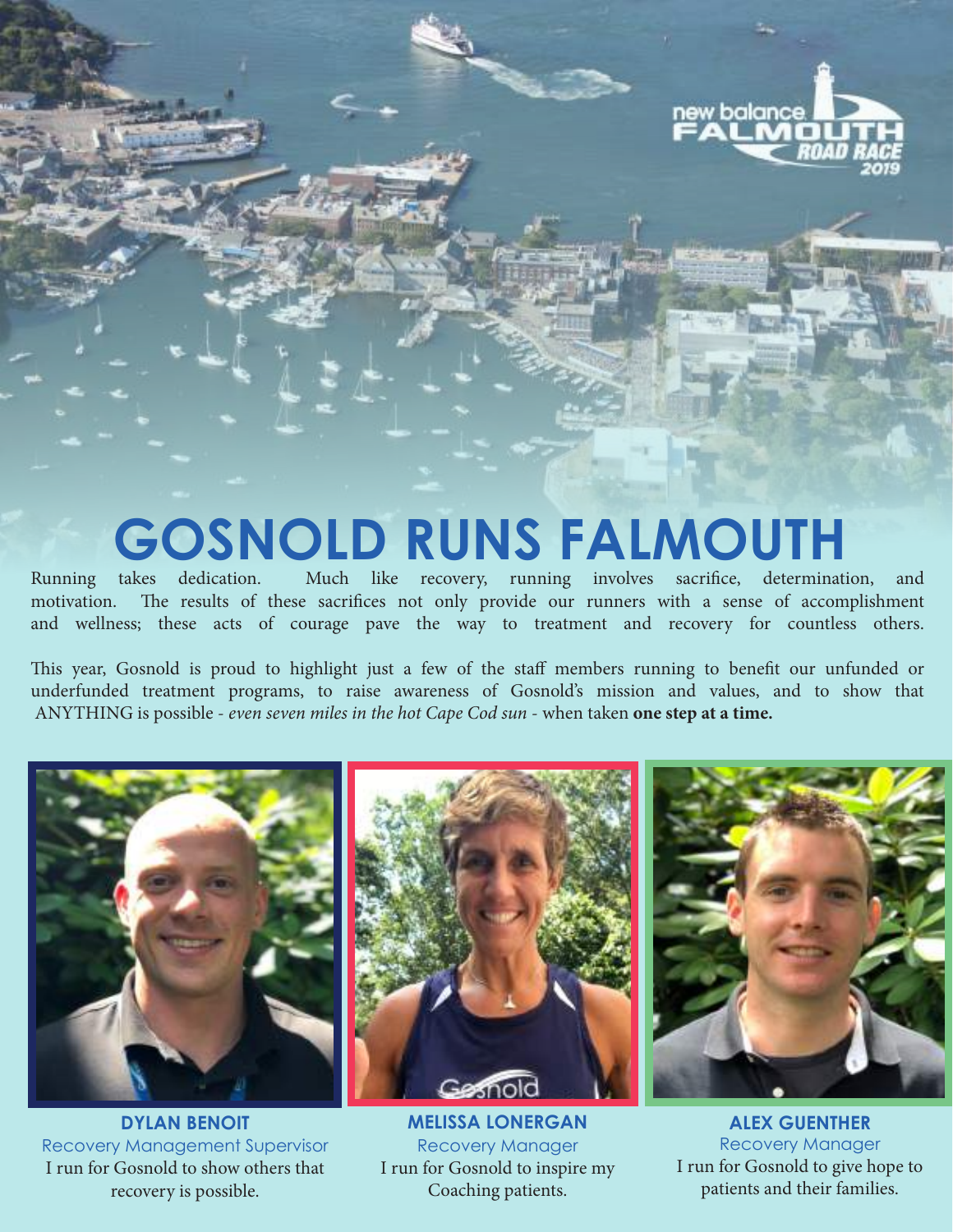# GOSNOLD RUNS FALMOUTH

Running takes dedication. Much like recovery, running involves sacrifice, determination, and motivation. The results of these sacrifices not only provide our runners with a sense of accomplishment and wellness; these acts of courage pave the way to treatment and recovery for countless others.

This year, Gosnold is proud to highlight just a few of the staff members running to benefit our unfunded or underfunded treatment programs, to raise awareness of Gosnold's mission and values, and to show that ANYTHING is possible - *even seven miles in the hot Cape Cod sun* - when taken **one step at a time.**

**DYLAN BENOIT**
Recovery Management Supervisor
I run for Gosnold to show others that recovery is possible.

**MELISSA LONERGAN**
Recovery Manager
I run for Gosnold to inspire my Coaching patients.

**ALEX GUENTHER**
Recovery Manager
I run for Gosnold to give hope to patients and their families.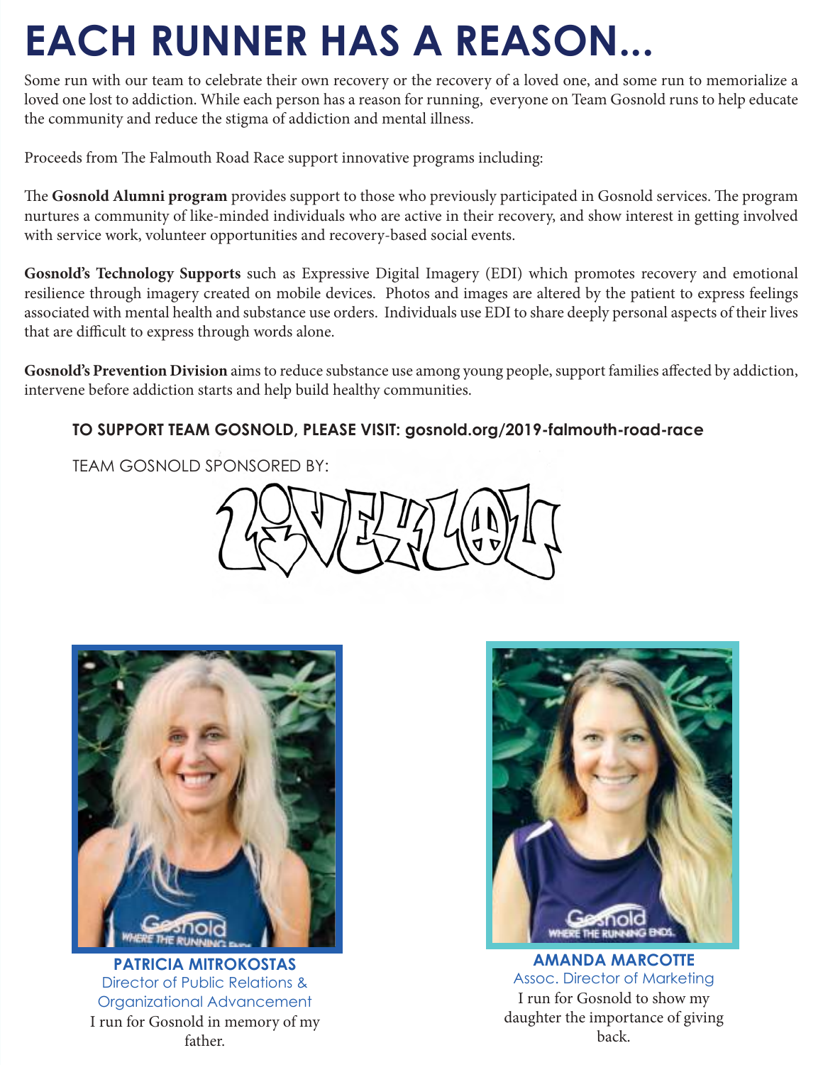# EACH RUNNER HAS A REASON...

Some run with our team to celebrate their own recovery or the recovery of a loved one, and some run to memorialize a loved one lost to addiction. While each person has a reason for running, everyone on Team Gosnold runs to help educate the community and reduce the stigma of addiction and mental illness.

Proceeds from The Falmouth Road Race support innovative programs including:

The **Gosnold Alumni program** provides support to those who previously participated in Gosnold services. The program nurtures a community of like-minded individuals who are active in their recovery, and show interest in getting involved with service work, volunteer opportunities and recovery-based social events.

**Gosnold's Technology Supports** such as Expressive Digital Imagery (EDI) which promotes recovery and emotional resilience through imagery created on mobile devices. Photos and images are altered by the patient to express feelings associated with mental health and substance use orders. Individuals use EDI to share deeply personal aspects of their lives that are difficult to express through words alone.

**Gosnold's Prevention Division** aims to reduce substance use among young people, support families affected by addiction, intervene before addiction starts and help build healthy communities.

**TO SUPPORT TEAM GOSNOLD, PLEASE VISIT: gosnold.org/2019-falmouth-road-race**

TEAM GOSNOLD SPONSORED BY:

**PATRICIA MITROKOSTAS**
Director of Public Relations & Organizational Advancement
I run for Gosnold in memory of my father.

**AMANDA MARCOTTE**
Assoc. Director of Marketing
I run for Gosnold to show my daughter the importance of giving back.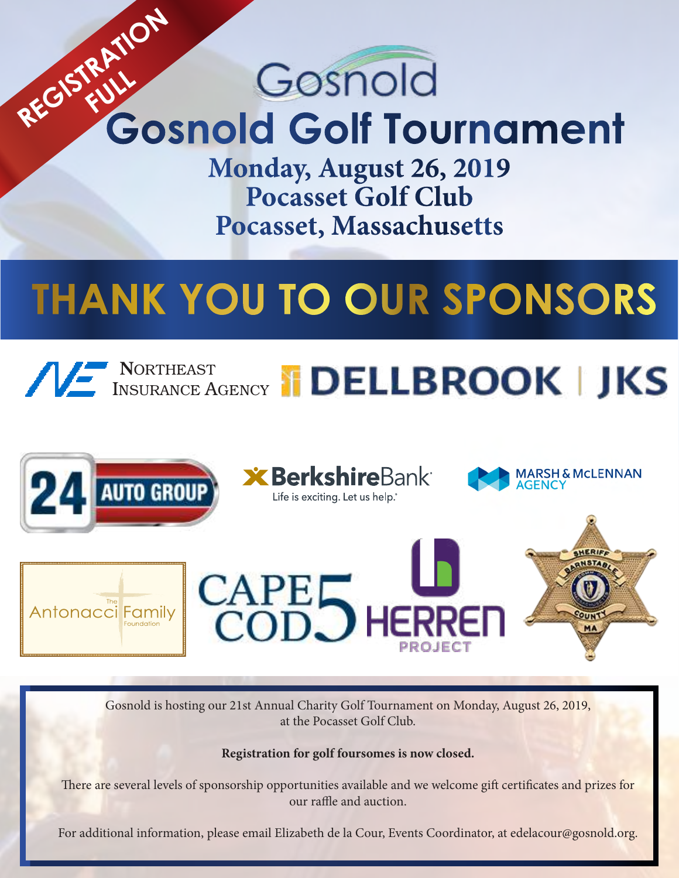REGISTRATION FULL

Gosnold

# Gosnold Golf Tournament

**Monday, August 26, 2019**
**Pocasset Golf Club**
**Pocasset, Massachusetts**

## THANK YOU TO OUR SPONSORS

Northeast Insurance Agency

DELLBROOK | JKS

24 Auto Group

BerkshireBank — Life is exciting. Let us help.

Marsh & McLennan Agency

The Antonacci Family Foundation

Cape Cod 5

Herren Project

Sheriff Barnstable County MA

Gosnold is hosting our 21st Annual Charity Golf Tournament on Monday, August 26, 2019, at the Pocasset Golf Club.

**Registration for golf foursomes is now closed.**

There are several levels of sponsorship opportunities available and we welcome gift certificates and prizes for our raffle and auction.

For additional information, please email Elizabeth de la Cour, Events Coordinator, at edelacour@gosnold.org.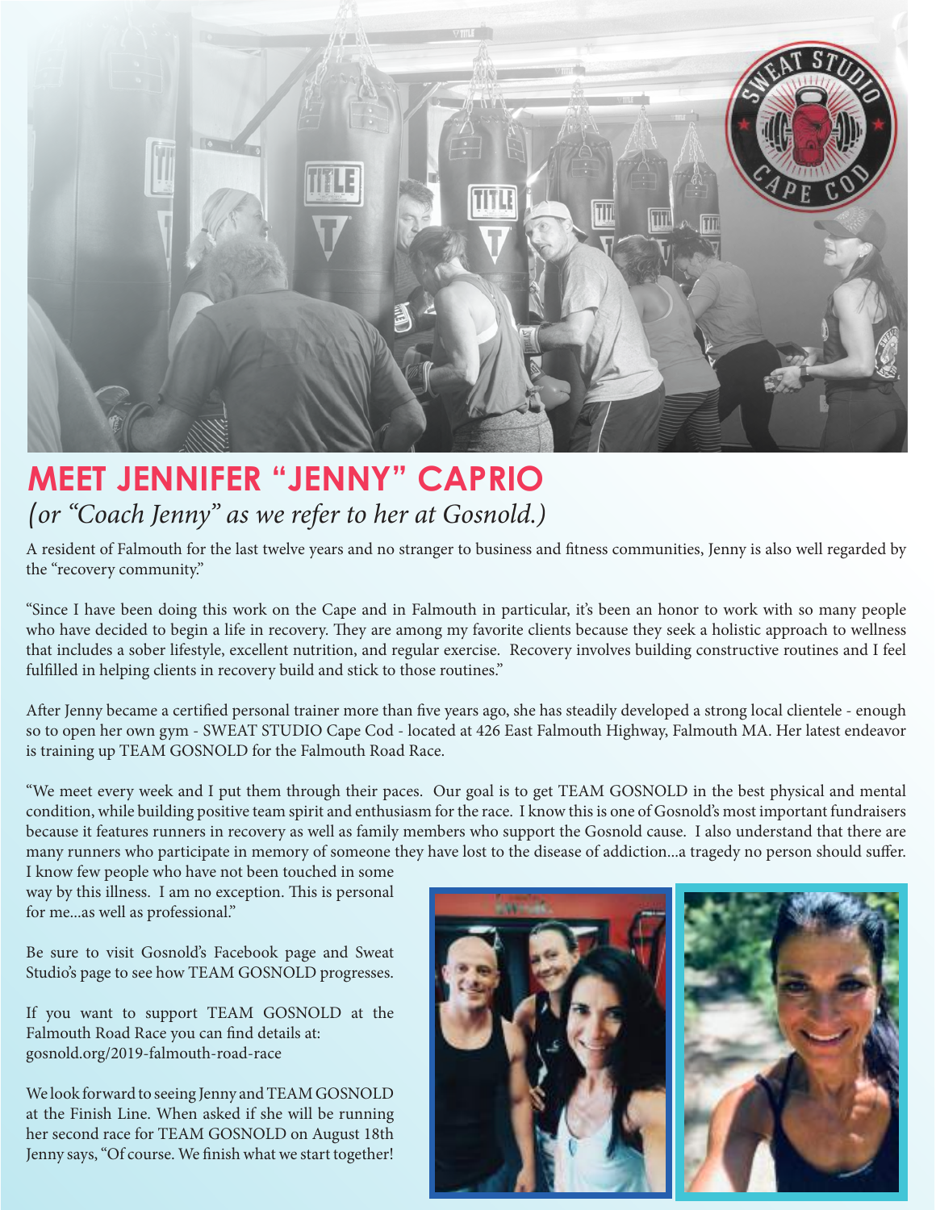# MEET JENNIFER "JENNY" CAPRIO

*(or "Coach Jenny" as we refer to her at Gosnold.)*

A resident of Falmouth for the last twelve years and no stranger to business and fitness communities, Jenny is also well regarded by the "recovery community."

"Since I have been doing this work on the Cape and in Falmouth in particular, it's been an honor to work with so many people who have decided to begin a life in recovery. They are among my favorite clients because they seek a holistic approach to wellness that includes a sober lifestyle, excellent nutrition, and regular exercise. Recovery involves building constructive routines and I feel fulfilled in helping clients in recovery build and stick to those routines."

After Jenny became a certified personal trainer more than five years ago, she has steadily developed a strong local clientele - enough so to open her own gym - SWEAT STUDIO Cape Cod - located at 426 East Falmouth Highway, Falmouth MA. Her latest endeavor is training up TEAM GOSNOLD for the Falmouth Road Race.

"We meet every week and I put them through their paces. Our goal is to get TEAM GOSNOLD in the best physical and mental condition, while building positive team spirit and enthusiasm for the race. I know this is one of Gosnold's most important fundraisers because it features runners in recovery as well as family members who support the Gosnold cause. I also understand that there are many runners who participate in memory of someone they have lost to the disease of addiction...a tragedy no person should suffer. I know few people who have not been touched in some way by this illness. I am no exception. This is personal for me...as well as professional."

Be sure to visit Gosnold's Facebook page and Sweat Studio's page to see how TEAM GOSNOLD progresses.

If you want to support TEAM GOSNOLD at the Falmouth Road Race you can find details at: gosnold.org/2019-falmouth-road-race

We look forward to seeing Jenny and TEAM GOSNOLD at the Finish Line. When asked if she will be running her second race for TEAM GOSNOLD on August 18th Jenny says, "Of course. We finish what we start together!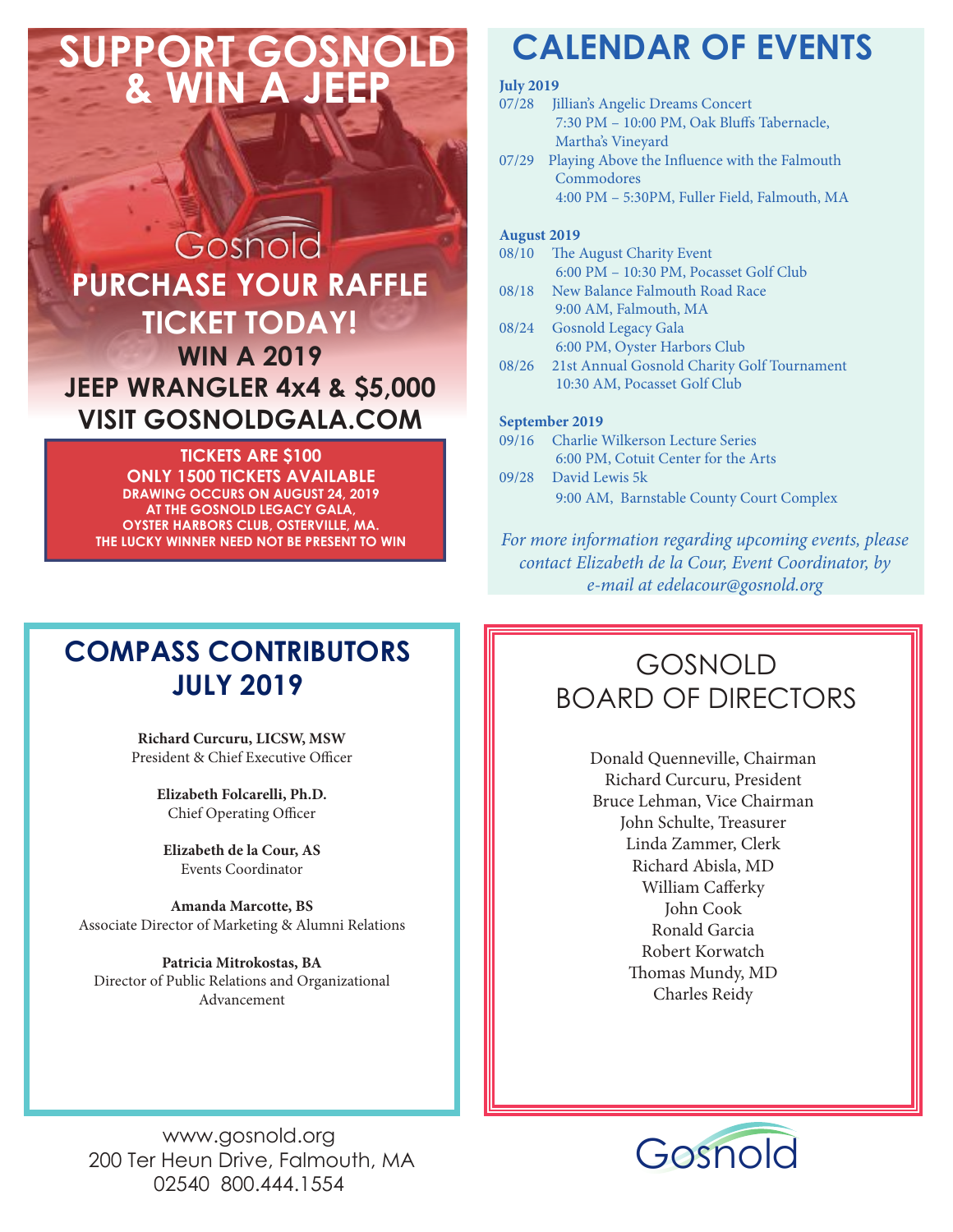# SUPPORT GOSNOLD & WIN A JEEP

Gosnold

## PURCHASE YOUR RAFFLE TICKET TODAY!

### WIN A 2019 JEEP WRANGLER 4x4 & $5,000

### VISIT GOSNOLDGALA.COM

**TICKETS ARE $100**
**ONLY 1500 TICKETS AVAILABLE**
**DRAWING OCCURS ON AUGUST 24, 2019 AT THE GOSNOLD LEGACY GALA, OYSTER HARBORS CLUB, OSTERVILLE, MA.**
**THE LUCKY WINNER NEED NOT BE PRESENT TO WIN**

# CALENDAR OF EVENTS

**July 2019**

07/28 Jillian's Angelic Dreams Concert
7:30 PM – 10:00 PM, Oak Bluffs Tabernacle, Martha's Vineyard

07/29 Playing Above the Influence with the Falmouth Commodores
4:00 PM – 5:30PM, Fuller Field, Falmouth, MA

**August 2019**

08/10 The August Charity Event
6:00 PM – 10:30 PM, Pocasset Golf Club

08/18 New Balance Falmouth Road Race
9:00 AM, Falmouth, MA

08/24 Gosnold Legacy Gala
6:00 PM, Oyster Harbors Club

08/26 21st Annual Gosnold Charity Golf Tournament
10:30 AM, Pocasset Golf Club

**September 2019**

09/16 Charlie Wilkerson Lecture Series
6:00 PM, Cotuit Center for the Arts

09/28 David Lewis 5k
9:00 AM, Barnstable County Court Complex

*For more information regarding upcoming events, please contact Elizabeth de la Cour, Event Coordinator, by e-mail at edelacour@gosnold.org*

# COMPASS CONTRIBUTORS JULY 2019

**Richard Curcuru, LICSW, MSW**
President & Chief Executive Officer

**Elizabeth Folcarelli, Ph.D.**
Chief Operating Officer

**Elizabeth de la Cour, AS**
Events Coordinator

**Amanda Marcotte, BS**
Associate Director of Marketing & Alumni Relations

**Patricia Mitrokostas, BA**
Director of Public Relations and Organizational Advancement

# GOSNOLD BOARD OF DIRECTORS

Donald Quenneville, Chairman
Richard Curcuru, President
Bruce Lehman, Vice Chairman
John Schulte, Treasurer
Linda Zammer, Clerk
Richard Abisla, MD
William Cafferky
John Cook
Ronald Garcia
Robert Korwatch
Thomas Mundy, MD
Charles Reidy

www.gosnold.org
200 Ter Heun Drive, Falmouth, MA
02540 800.444.1554

Gosnold